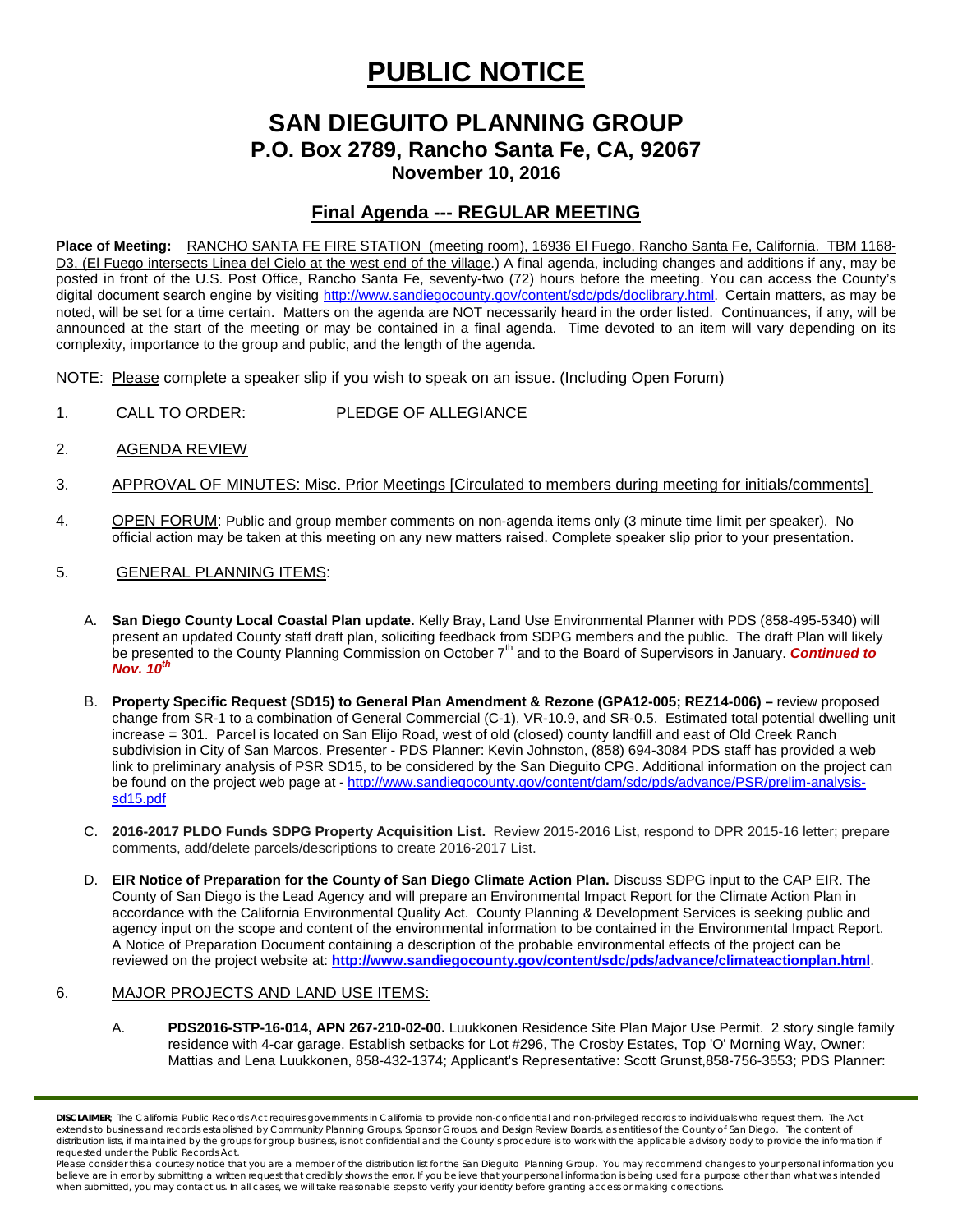# PUBLIC NOTICE

## SAN DIEGUITO PLANNING GROUP
### P.O. Box 2789, Rancho Santa Fe, CA, 92067
**November 10, 2016**

## Final Agenda --- REGULAR MEETING

**Place of Meeting:** RANCHO SANTA FE FIRE STATION (meeting room), 16936 El Fuego, Rancho Santa Fe, California. TBM 1168-D3, (El Fuego intersects Linea del Cielo at the west end of the village.) A final agenda, including changes and additions if any, may be posted in front of the U.S. Post Office, Rancho Santa Fe, seventy-two (72) hours before the meeting. You can access the County's digital document search engine by visiting http://www.sandiegocounty.gov/content/sdc/pds/doclibrary.html. Certain matters, as may be noted, will be set for a time certain. Matters on the agenda are NOT necessarily heard in the order listed. Continuances, if any, will be announced at the start of the meeting or may be contained in a final agenda. Time devoted to an item will vary depending on its complexity, importance to the group and public, and the length of the agenda.

NOTE: Please complete a speaker slip if you wish to speak on an issue. (Including Open Forum)

1. CALL TO ORDER: PLEDGE OF ALLEGIANCE

2. AGENDA REVIEW

3. APPROVAL OF MINUTES: Misc. Prior Meetings [Circulated to members during meeting for initials/comments]

4. OPEN FORUM: Public and group member comments on non-agenda items only (3 minute time limit per speaker). No official action may be taken at this meeting on any new matters raised. Complete speaker slip prior to your presentation.

5. GENERAL PLANNING ITEMS:

   A. **San Diego County Local Coastal Plan update.** Kelly Bray, Land Use Environmental Planner with PDS (858-495-5340) will present an updated County staff draft plan, soliciting feedback from SDPG members and the public. The draft Plan will likely be presented to the County Planning Commission on October 7th and to the Board of Supervisors in January. ***Continued to Nov. 10th***

   B. **Property Specific Request (SD15) to General Plan Amendment & Rezone (GPA12-005; REZ14-006) –** review proposed change from SR-1 to a combination of General Commercial (C-1), VR-10.9, and SR-0.5. Estimated total potential dwelling unit increase = 301. Parcel is located on San Elijo Road, west of old (closed) county landfill and east of Old Creek Ranch subdivision in City of San Marcos. Presenter - PDS Planner: Kevin Johnston, (858) 694-3084 PDS staff has provided a web link to preliminary analysis of PSR SD15, to be considered by the San Dieguito CPG. Additional information on the project can be found on the project web page at - http://www.sandiegocounty.gov/content/dam/sdc/pds/advance/PSR/prelim-analysis-sd15.pdf

   C. **2016-2017 PLDO Funds SDPG Property Acquisition List.** Review 2015-2016 List, respond to DPR 2015-16 letter; prepare comments, add/delete parcels/descriptions to create 2016-2017 List.

   D. **EIR Notice of Preparation for the County of San Diego Climate Action Plan.** Discuss SDPG input to the CAP EIR. The County of San Diego is the Lead Agency and will prepare an Environmental Impact Report for the Climate Action Plan in accordance with the California Environmental Quality Act. County Planning & Development Services is seeking public and agency input on the scope and content of the environmental information to be contained in the Environmental Impact Report. A Notice of Preparation Document containing a description of the probable environmental effects of the project can be reviewed on the project website at: **http://www.sandiegocounty.gov/content/sdc/pds/advance/climateactionplan.html**.

6. MAJOR PROJECTS AND LAND USE ITEMS:

   A. **PDS2016-STP-16-014, APN 267-210-02-00.** Luukkonen Residence Site Plan Major Use Permit. 2 story single family residence with 4-car garage. Establish setbacks for Lot #296, The Crosby Estates, Top 'O' Morning Way, Owner: Mattias and Lena Luukkonen, 858-432-1374; Applicant's Representative: Scott Grunst,858-756-3553; PDS Planner:

**DISCLAIMER**: The California Public Records Act requires governments in California to provide non-confidential and non-privileged records to individuals who request them. The Act extends to business and records established by Community Planning Groups, Sponsor Groups, and Design Review Boards, as entities of the County of San Diego. The content of distribution lists, if maintained by the groups for group business, is not confidential and the County's procedure is to work with the applicable advisory body to provide the information if requested under the Public Records Act.
Please consider this a courtesy notice that you are a member of the distribution list for the San Dieguito Planning Group. You may recommend changes to your personal information you believe are in error by submitting a written request that credibly shows the error. If you believe that your personal information is being used for a purpose other than what was intended when submitted, you may contact us. In all cases, we will take reasonable steps to verify your identity before granting access or making corrections.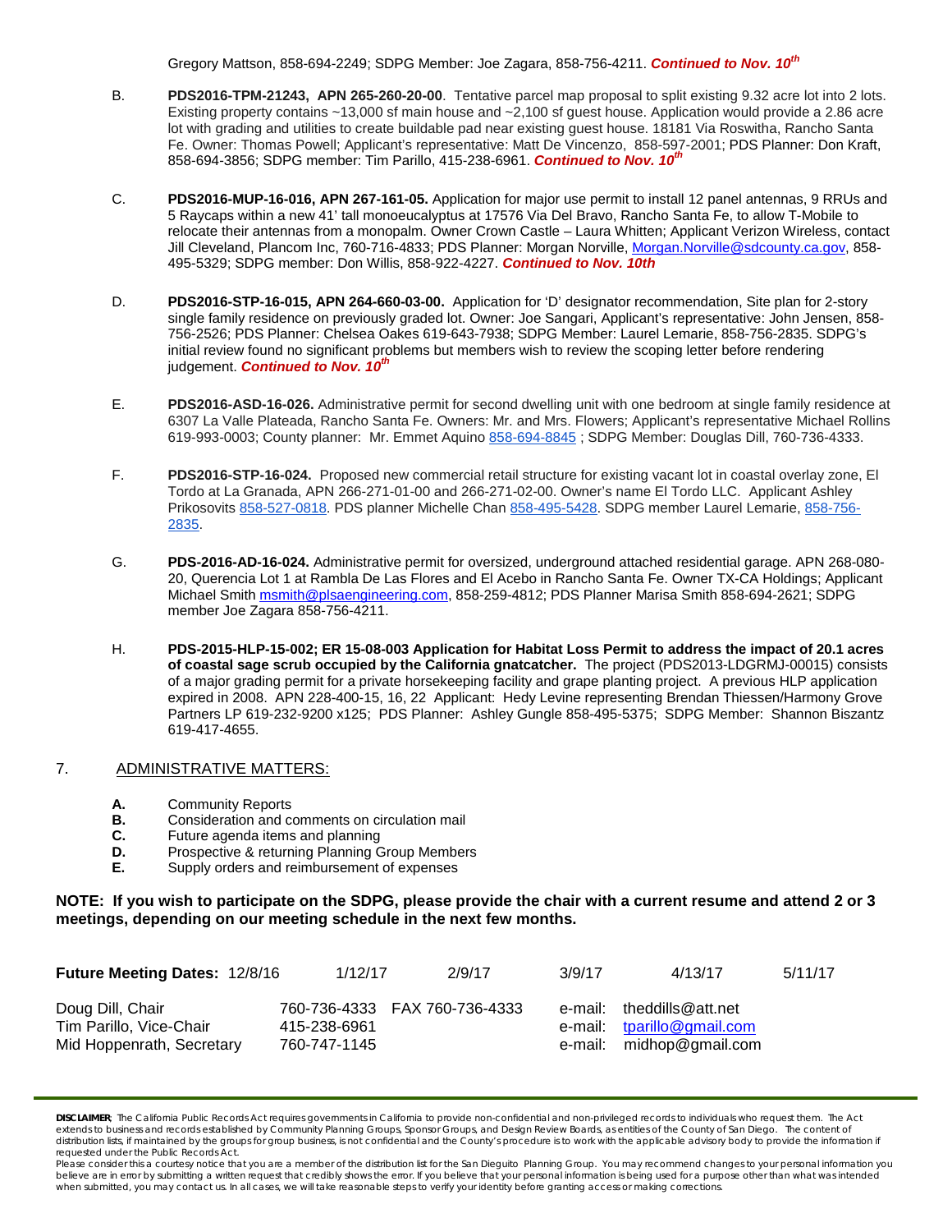Gregory Mattson, 858-694-2249; SDPG Member: Joe Zagara, 858-756-4211. ***Continued to Nov. 10th***

B. **PDS2016-TPM-21243, APN 265-260-20-00**. Tentative parcel map proposal to split existing 9.32 acre lot into 2 lots. Existing property contains ~13,000 sf main house and ~2,100 sf guest house. Application would provide a 2.86 acre lot with grading and utilities to create buildable pad near existing guest house. 18181 Via Roswitha, Rancho Santa Fe. Owner: Thomas Powell; Applicant's representative: Matt De Vincenzo, 858-597-2001; PDS Planner: Don Kraft, 858-694-3856; SDPG member: Tim Parillo, 415-238-6961. ***Continued to Nov. 10th***

C. **PDS2016-MUP-16-016, APN 267-161-05.** Application for major use permit to install 12 panel antennas, 9 RRUs and 5 Raycaps within a new 41' tall monoeucalyptus at 17576 Via Del Bravo, Rancho Santa Fe, to allow T-Mobile to relocate their antennas from a monopalm. Owner Crown Castle – Laura Whitten; Applicant Verizon Wireless, contact Jill Cleveland, Plancom Inc, 760-716-4833; PDS Planner: Morgan Norville, Morgan.Norville@sdcounty.ca.gov, 858-495-5329; SDPG member: Don Willis, 858-922-4227. ***Continued to Nov. 10th***

D. **PDS2016-STP-16-015, APN 264-660-03-00.** Application for 'D' designator recommendation, Site plan for 2-story single family residence on previously graded lot. Owner: Joe Sangari, Applicant's representative: John Jensen, 858-756-2526; PDS Planner: Chelsea Oakes 619-643-7938; SDPG Member: Laurel Lemarie, 858-756-2835. SDPG's initial review found no significant problems but members wish to review the scoping letter before rendering judgement. ***Continued to Nov. 10th***

E. **PDS2016-ASD-16-026.** Administrative permit for second dwelling unit with one bedroom at single family residence at 6307 La Valle Plateada, Rancho Santa Fe. Owners: Mr. and Mrs. Flowers; Applicant's representative Michael Rollins 619-993-0003; County planner: Mr. Emmet Aquino 858-694-8845 ; SDPG Member: Douglas Dill, 760-736-4333.

F. **PDS2016-STP-16-024.** Proposed new commercial retail structure for existing vacant lot in coastal overlay zone, El Tordo at La Granada, APN 266-271-01-00 and 266-271-02-00. Owner's name El Tordo LLC. Applicant Ashley Prikosovits 858-527-0818. PDS planner Michelle Chan 858-495-5428. SDPG member Laurel Lemarie, 858-756-2835.

G. **PDS-2016-AD-16-024.** Administrative permit for oversized, underground attached residential garage. APN 268-080-20, Querencia Lot 1 at Rambla De Las Flores and El Acebo in Rancho Santa Fe. Owner TX-CA Holdings; Applicant Michael Smith msmith@plsaengineering.com, 858-259-4812; PDS Planner Marisa Smith 858-694-2621; SDPG member Joe Zagara 858-756-4211.

H. **PDS-2015-HLP-15-002; ER 15-08-003 Application for Habitat Loss Permit to address the impact of 20.1 acres of coastal sage scrub occupied by the California gnatcatcher.** The project (PDS2013-LDGRMJ-00015) consists of a major grading permit for a private horsekeeping facility and grape planting project. A previous HLP application expired in 2008. APN 228-400-15, 16, 22 Applicant: Hedy Levine representing Brendan Thiessen/Harmony Grove Partners LP 619-232-9200 x125; PDS Planner: Ashley Gungle 858-495-5375; SDPG Member: Shannon Biszantz 619-417-4655.

7. ADMINISTRATIVE MATTERS:

**A.** Community Reports
**B.** Consideration and comments on circulation mail
**C.** Future agenda items and planning
**D.** Prospective & returning Planning Group Members
**E.** Supply orders and reimbursement of expenses

**NOTE: If you wish to participate on the SDPG, please provide the chair with a current resume and attend 2 or 3 meetings, depending on our meeting schedule in the next few months.**

**Future Meeting Dates:** 12/8/16 1/12/17 2/9/17 3/9/17 4/13/17 5/11/17

| | | | |
|---|---|---|---|
| Doug Dill, Chair | 760-736-4333 | FAX 760-736-4333 | e-mail: theddills@att.net |
| Tim Parillo, Vice-Chair | 415-238-6961 | | e-mail: tparillo@gmail.com |
| Mid Hoppenrath, Secretary | 760-747-1145 | | e-mail: midhop@gmail.com |

**DISCLAIMER**; The California Public Records Act requires governments in California to provide non-confidential and non-privileged records to individuals who request them. The Act extends to business and records established by Community Planning Groups, Sponsor Groups, and Design Review Boards, as entities of the County of San Diego. The content of distribution lists, if maintained by the groups for group business, is not confidential and the County's procedure is to work with the applicable advisory body to provide the information if requested under the Public Records Act.
Please consider this a courtesy notice that you are a member of the distribution list for the San Dieguito Planning Group. You may recommend changes to your personal information you believe are in error by submitting a written request that credibly shows the error. If you believe that your personal information is being used for a purpose other than what was intended when submitted, you may contact us. In all cases, we will take reasonable steps to verify your identity before granting access or making corrections.